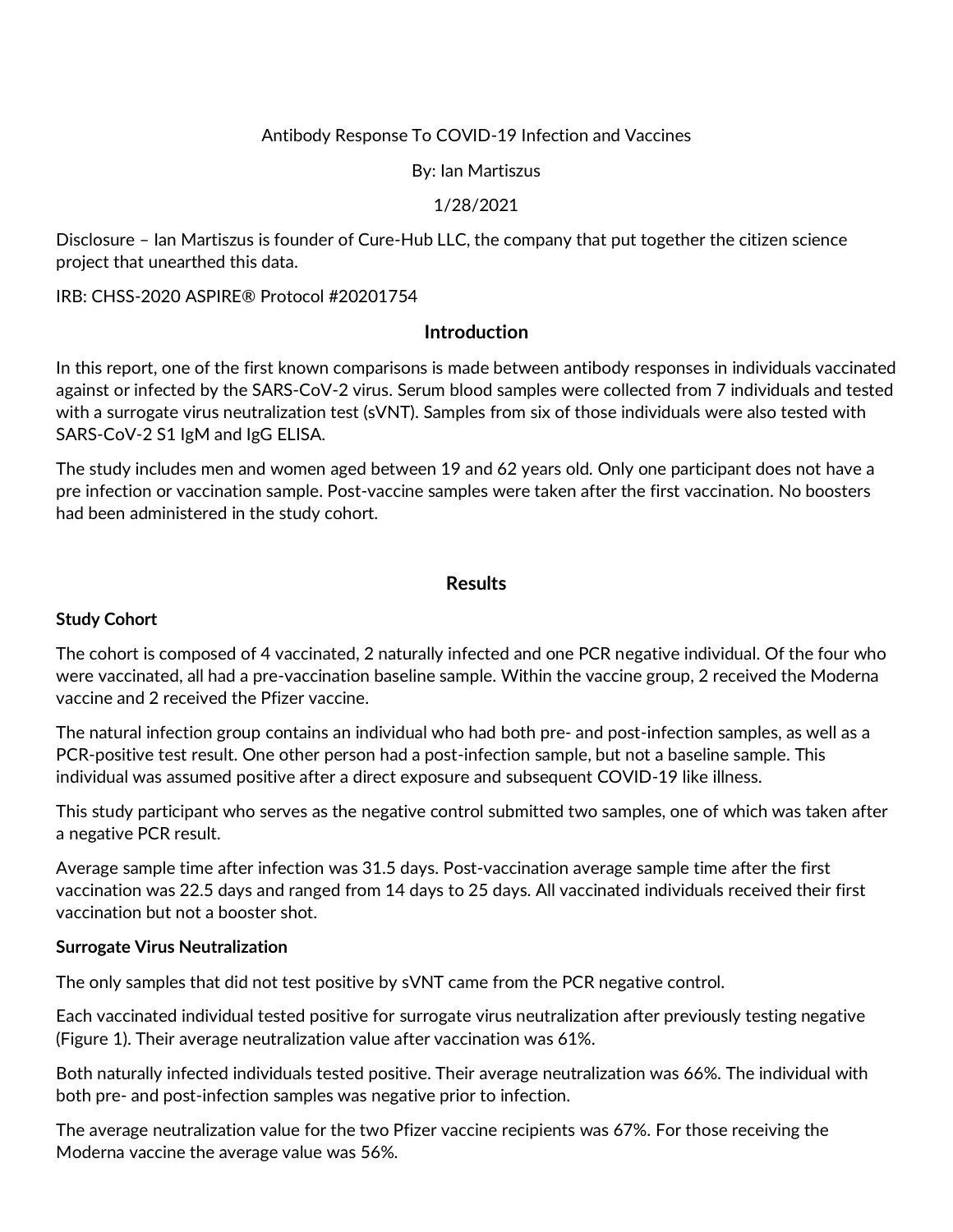Antibody Response To COVID-19 Infection and Vaccines

By: Ian Martiszus

1/28/2021

Disclosure – Ian Martiszus is founder of Cure-Hub LLC, the company that put together the citizen science project that unearthed this data.

IRB: CHSS-2020 ASPIRE® Protocol #20201754

## Introduction

In this report, one of the first known comparisons is made between antibody responses in individuals vaccinated against or infected by the SARS-CoV-2 virus. Serum blood samples were collected from 7 individuals and tested with a surrogate virus neutralization test (sVNT). Samples from six of those individuals were also tested with SARS-CoV-2 S1 IgM and IgG ELISA.

The study includes men and women aged between 19 and 62 years old. Only one participant does not have a pre infection or vaccination sample. Post-vaccine samples were taken after the first vaccination. No boosters had been administered in the study cohort.

## Results

### Study Cohort

The cohort is composed of 4 vaccinated, 2 naturally infected and one PCR negative individual. Of the four who were vaccinated, all had a pre-vaccination baseline sample. Within the vaccine group, 2 received the Moderna vaccine and 2 received the Pfizer vaccine.

The natural infection group contains an individual who had both pre- and post-infection samples, as well as a PCR-positive test result. One other person had a post-infection sample, but not a baseline sample. This individual was assumed positive after a direct exposure and subsequent COVID-19 like illness.

This study participant who serves as the negative control submitted two samples, one of which was taken after a negative PCR result.

Average sample time after infection was 31.5 days. Post-vaccination average sample time after the first vaccination was 22.5 days and ranged from 14 days to 25 days. All vaccinated individuals received their first vaccination but not a booster shot.

### Surrogate Virus Neutralization

The only samples that did not test positive by sVNT came from the PCR negative control.

Each vaccinated individual tested positive for surrogate virus neutralization after previously testing negative (Figure 1). Their average neutralization value after vaccination was 61%.

Both naturally infected individuals tested positive. Their average neutralization was 66%. The individual with both pre- and post-infection samples was negative prior to infection.

The average neutralization value for the two Pfizer vaccine recipients was 67%. For those receiving the Moderna vaccine the average value was 56%.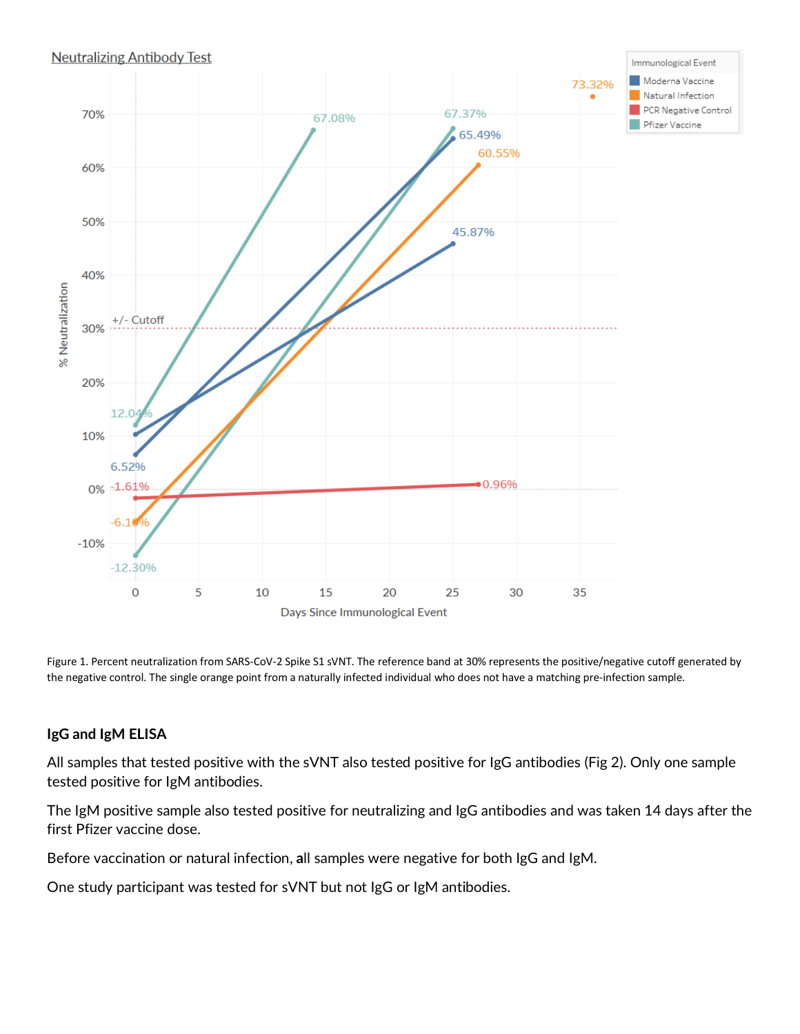Figure 1. Percent neutralization from SARS-CoV-2 Spike S1 sVNT. The reference band at 30% represents the positive/negative cutoff generated by the negative control. The single orange point from a naturally infected individual who does not have a matching pre-infection sample.

### IgG and IgM ELISA

All samples that tested positive with the sVNT also tested positive for IgG antibodies (Fig 2). Only one sample tested positive for IgM antibodies.

The IgM positive sample also tested positive for neutralizing and IgG antibodies and was taken 14 days after the first Pfizer vaccine dose.

Before vaccination or natural infection, **all** samples were negative for both IgG and IgM.

One study participant was tested for sVNT but not IgG or IgM antibodies.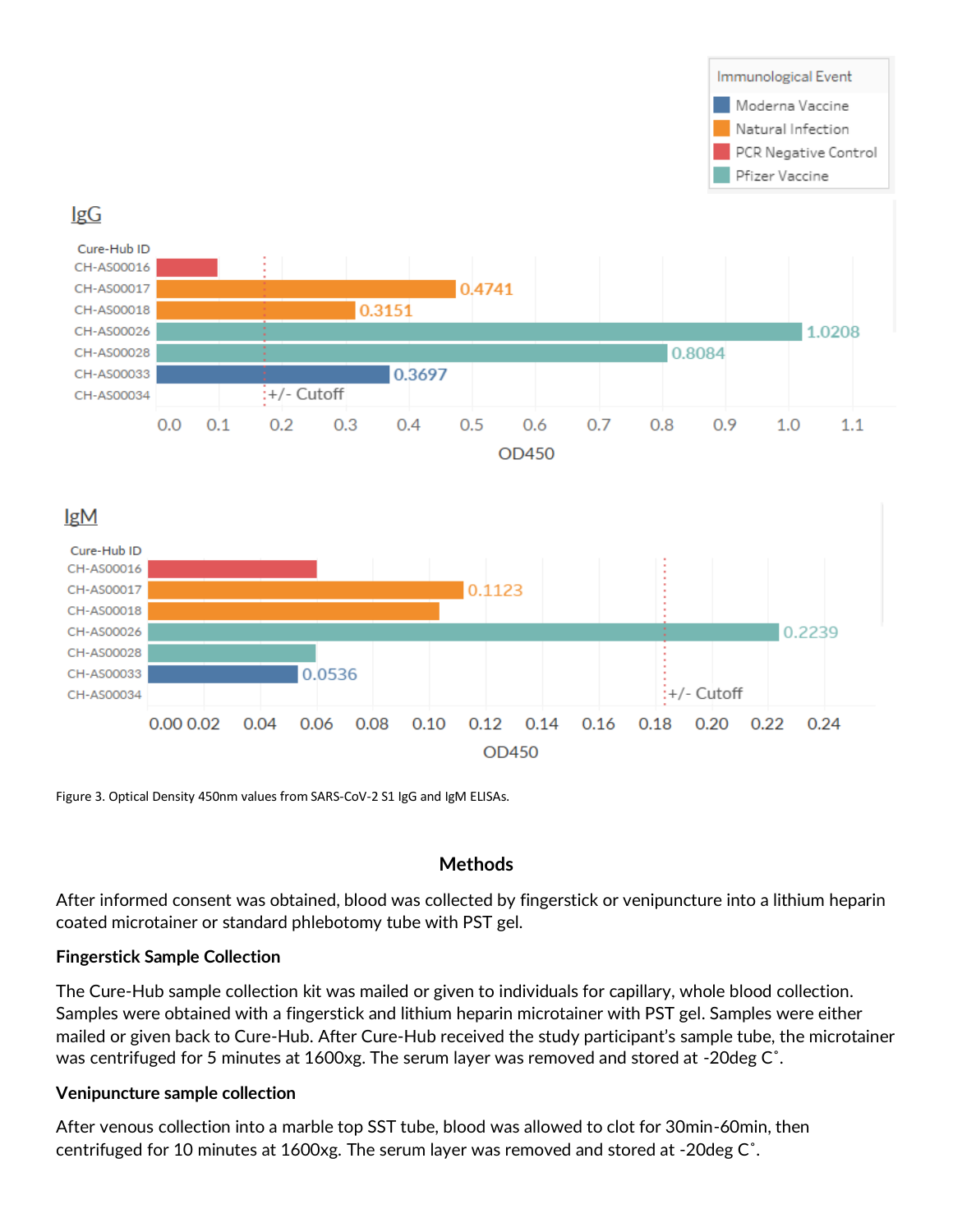Figure 3. Optical Density 450nm values from SARS-CoV-2 S1 IgG and IgM ELISAs.

## Methods

After informed consent was obtained, blood was collected by fingerstick or venipuncture into a lithium heparin coated microtainer or standard phlebotomy tube with PST gel.

### Fingerstick Sample Collection

The Cure-Hub sample collection kit was mailed or given to individuals for capillary, whole blood collection. Samples were obtained with a fingerstick and lithium heparin microtainer with PST gel. Samples were either mailed or given back to Cure-Hub. After Cure-Hub received the study participant's sample tube, the microtainer was centrifuged for 5 minutes at 1600xg. The serum layer was removed and stored at -20deg C˚.

### Venipuncture sample collection

After venous collection into a marble top SST tube, blood was allowed to clot for 30min-60min, then centrifuged for 10 minutes at 1600xg. The serum layer was removed and stored at -20deg C˚.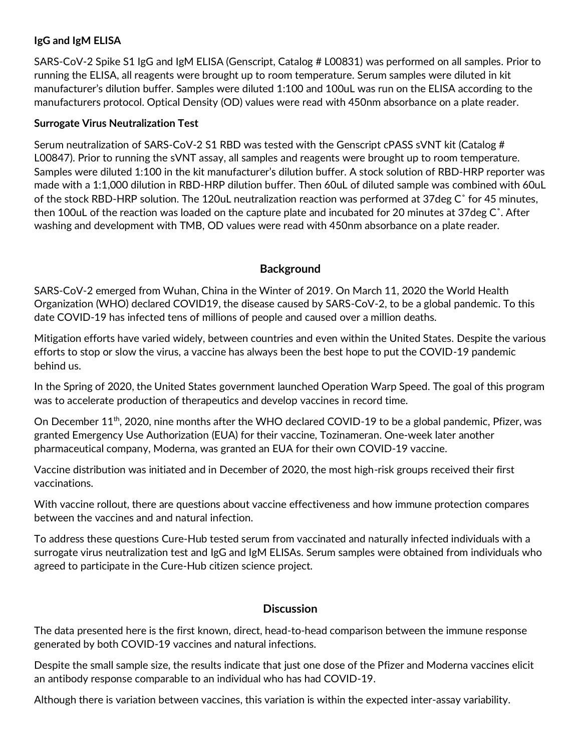**IgG and IgM ELISA**

SARS-CoV-2 Spike S1 IgG and IgM ELISA (Genscript, Catalog # L00831) was performed on all samples. Prior to running the ELISA, all reagents were brought up to room temperature. Serum samples were diluted in kit manufacturer's dilution buffer. Samples were diluted 1:100 and 100uL was run on the ELISA according to the manufacturers protocol. Optical Density (OD) values were read with 450nm absorbance on a plate reader.

**Surrogate Virus Neutralization Test**

Serum neutralization of SARS-CoV-2 S1 RBD was tested with the Genscript cPASS sVNT kit (Catalog # L00847). Prior to running the sVNT assay, all samples and reagents were brought up to room temperature. Samples were diluted 1:100 in the kit manufacturer's dilution buffer. A stock solution of RBD-HRP reporter was made with a 1:1,000 dilution in RBD-HRP dilution buffer. Then 60uL of diluted sample was combined with 60uL of the stock RBD-HRP solution. The 120uL neutralization reaction was performed at 37deg C˚ for 45 minutes, then 100uL of the reaction was loaded on the capture plate and incubated for 20 minutes at 37deg C˚. After washing and development with TMB, OD values were read with 450nm absorbance on a plate reader.

## Background

SARS-CoV-2 emerged from Wuhan, China in the Winter of 2019. On March 11, 2020 the World Health Organization (WHO) declared COVID19, the disease caused by SARS-CoV-2, to be a global pandemic. To this date COVID-19 has infected tens of millions of people and caused over a million deaths.

Mitigation efforts have varied widely, between countries and even within the United States. Despite the various efforts to stop or slow the virus, a vaccine has always been the best hope to put the COVID-19 pandemic behind us.

In the Spring of 2020, the United States government launched Operation Warp Speed. The goal of this program was to accelerate production of therapeutics and develop vaccines in record time.

On December 11th, 2020, nine months after the WHO declared COVID-19 to be a global pandemic, Pfizer, was granted Emergency Use Authorization (EUA) for their vaccine, Tozinameran. One-week later another pharmaceutical company, Moderna, was granted an EUA for their own COVID-19 vaccine.

Vaccine distribution was initiated and in December of 2020, the most high-risk groups received their first vaccinations.

With vaccine rollout, there are questions about vaccine effectiveness and how immune protection compares between the vaccines and and natural infection.

To address these questions Cure-Hub tested serum from vaccinated and naturally infected individuals with a surrogate virus neutralization test and IgG and IgM ELISAs. Serum samples were obtained from individuals who agreed to participate in the Cure-Hub citizen science project.

## Discussion

The data presented here is the first known, direct, head-to-head comparison between the immune response generated by both COVID-19 vaccines and natural infections.

Despite the small sample size, the results indicate that just one dose of the Pfizer and Moderna vaccines elicit an antibody response comparable to an individual who has had COVID-19.

Although there is variation between vaccines, this variation is within the expected inter-assay variability.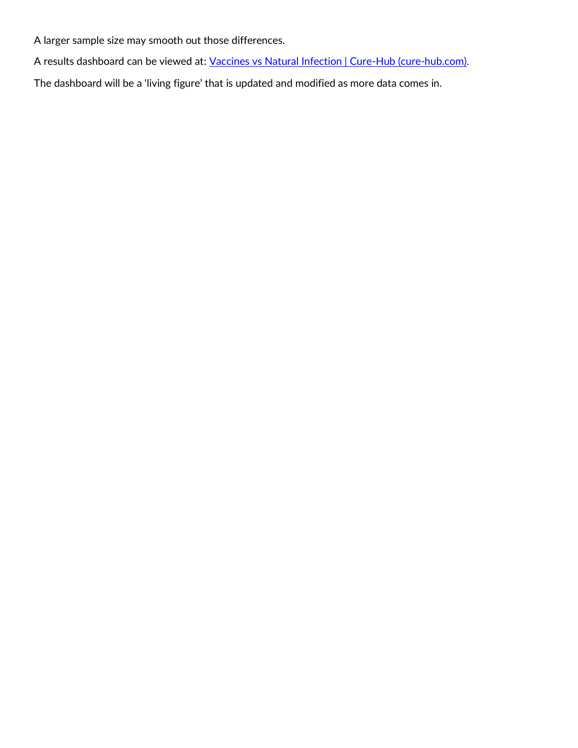A larger sample size may smooth out those differences.

A results dashboard can be viewed at: [Vaccines vs Natural Infection | Cure-Hub (cure-hub.com)](https://cure-hub.com).

The dashboard will be a 'living figure' that is updated and modified as more data comes in.